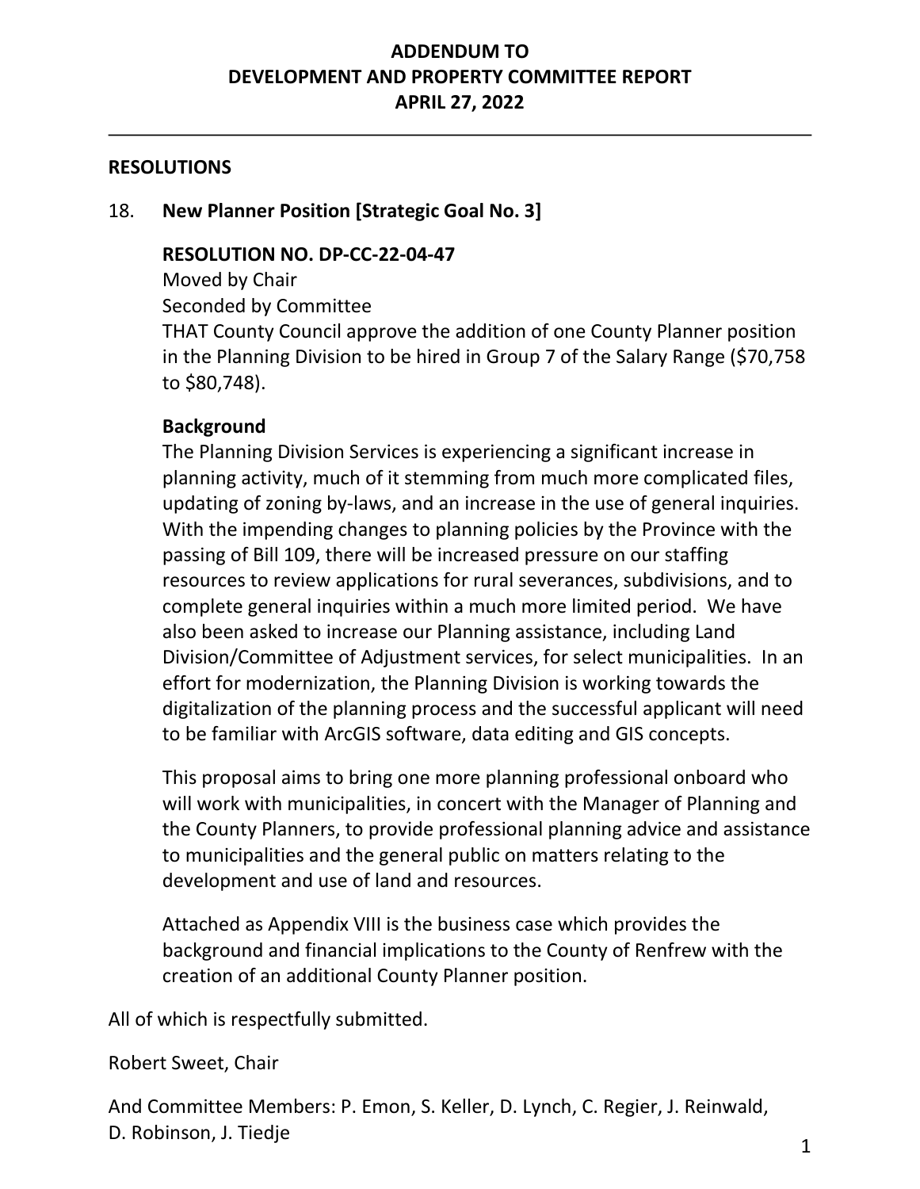# ADDENDUM TO
# DEVELOPMENT AND PROPERTY COMMITTEE REPORT
# APRIL 27, 2022

---

## RESOLUTIONS

18. **New Planner Position [Strategic Goal No. 3]**

**RESOLUTION NO. DP-CC-22-04-47**
Moved by Chair
Seconded by Committee
THAT County Council approve the addition of one County Planner position in the Planning Division to be hired in Group 7 of the Salary Range ($70,758 to $80,748).

**Background**
The Planning Division Services is experiencing a significant increase in planning activity, much of it stemming from much more complicated files, updating of zoning by-laws, and an increase in the use of general inquiries. With the impending changes to planning policies by the Province with the passing of Bill 109, there will be increased pressure on our staffing resources to review applications for rural severances, subdivisions, and to complete general inquiries within a much more limited period. We have also been asked to increase our Planning assistance, including Land Division/Committee of Adjustment services, for select municipalities. In an effort for modernization, the Planning Division is working towards the digitalization of the planning process and the successful applicant will need to be familiar with ArcGIS software, data editing and GIS concepts.

This proposal aims to bring one more planning professional onboard who will work with municipalities, in concert with the Manager of Planning and the County Planners, to provide professional planning advice and assistance to municipalities and the general public on matters relating to the development and use of land and resources.

Attached as Appendix VIII is the business case which provides the background and financial implications to the County of Renfrew with the creation of an additional County Planner position.

All of which is respectfully submitted.

Robert Sweet, Chair

And Committee Members: P. Emon, S. Keller, D. Lynch, C. Regier, J. Reinwald, D. Robinson, J. Tiedje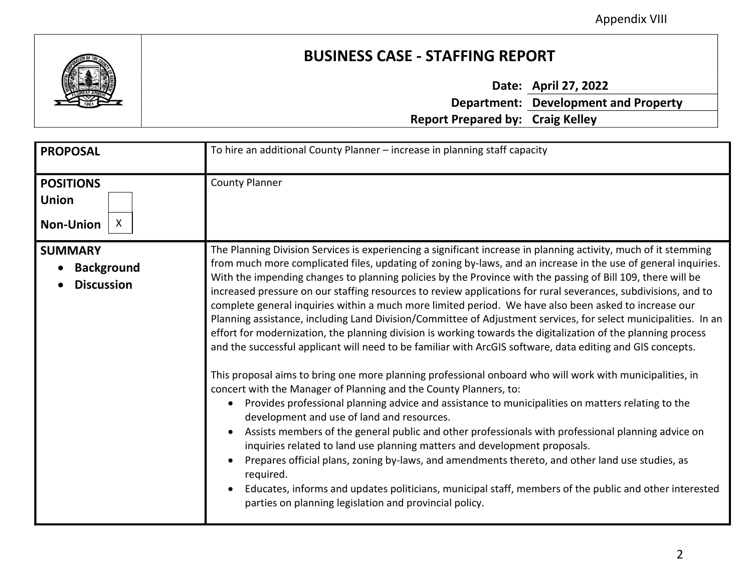Appendix VIII

# BUSINESS CASE - STAFFING REPORT

**Date:** **April 27, 2022**
**Department:** **Development and Property**
**Report Prepared by:** **Craig Kelley**

| | |
|---|---|
| **PROPOSAL** | To hire an additional County Planner – increase in planning staff capacity |
| **POSITIONS**<br>**Union** [ ]<br>**Non-Union** [X] | County Planner |
| **SUMMARY**<br>• **Background**<br>• **Discussion** | The Planning Division Services is experiencing a significant increase in planning activity, much of it stemming from much more complicated files, updating of zoning by-laws, and an increase in the use of general inquiries. With the impending changes to planning policies by the Province with the passing of Bill 109, there will be increased pressure on our staffing resources to review applications for rural severances, subdivisions, and to complete general inquiries within a much more limited period. We have also been asked to increase our Planning assistance, including Land Division/Committee of Adjustment services, for select municipalities. In an effort for modernization, the planning division is working towards the digitalization of the planning process and the successful applicant will need to be familiar with ArcGIS software, data editing and GIS concepts.<br><br>This proposal aims to bring one more planning professional onboard who will work with municipalities, in concert with the Manager of Planning and the County Planners, to:<br>• Provides professional planning advice and assistance to municipalities on matters relating to the development and use of land and resources.<br>• Assists members of the general public and other professionals with professional planning advice on inquiries related to land use planning matters and development proposals.<br>• Prepares official plans, zoning by-laws, and amendments thereto, and other land use studies, as required.<br>• Educates, informs and updates politicians, municipal staff, members of the public and other interested parties on planning legislation and provincial policy. |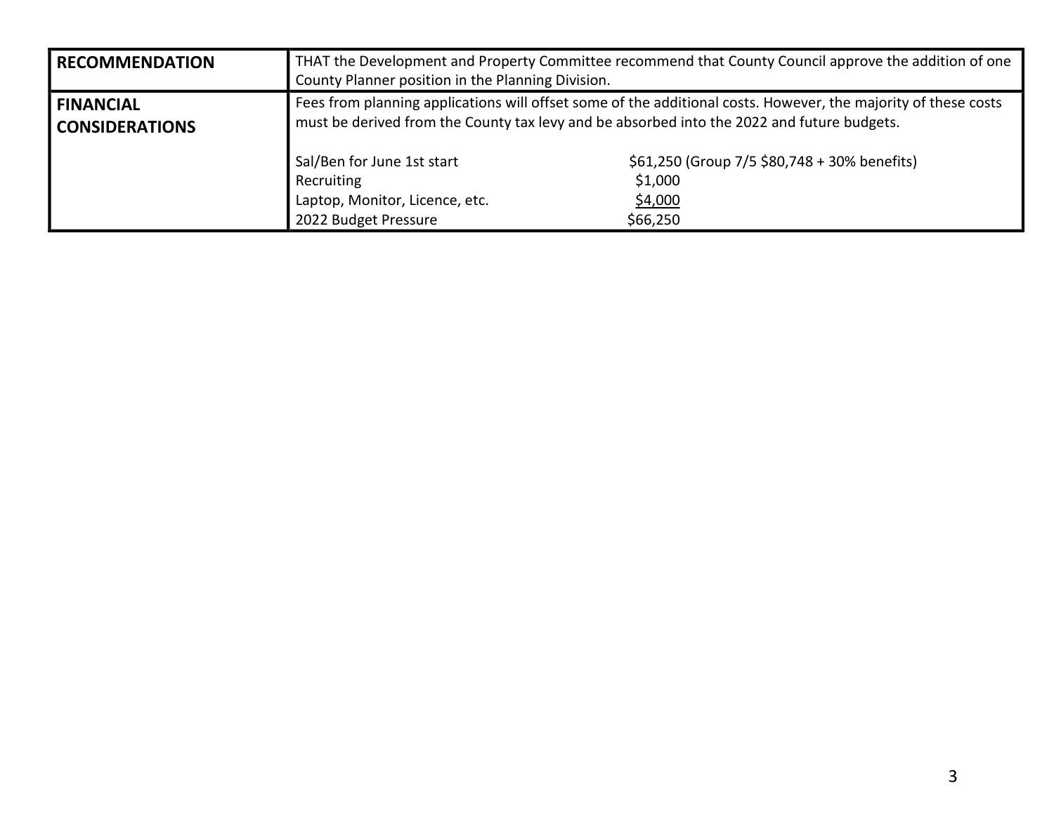| | |
|---|---|
| **RECOMMENDATION** | THAT the Development and Property Committee recommend that County Council approve the addition of one County Planner position in the Planning Division. |
| **FINANCIAL CONSIDERATIONS** | Fees from planning applications will offset some of the additional costs. However, the majority of these costs must be derived from the County tax levy and be absorbed into the 2022 and future budgets.<br><br>Sal/Ben for June 1st start — \$61,250 (Group 7/5 \$80,748 + 30% benefits)<br>Recruiting — \$1,000<br>Laptop, Monitor, Licence, etc. — \$4,000<br>2022 Budget Pressure — \$66,250 |